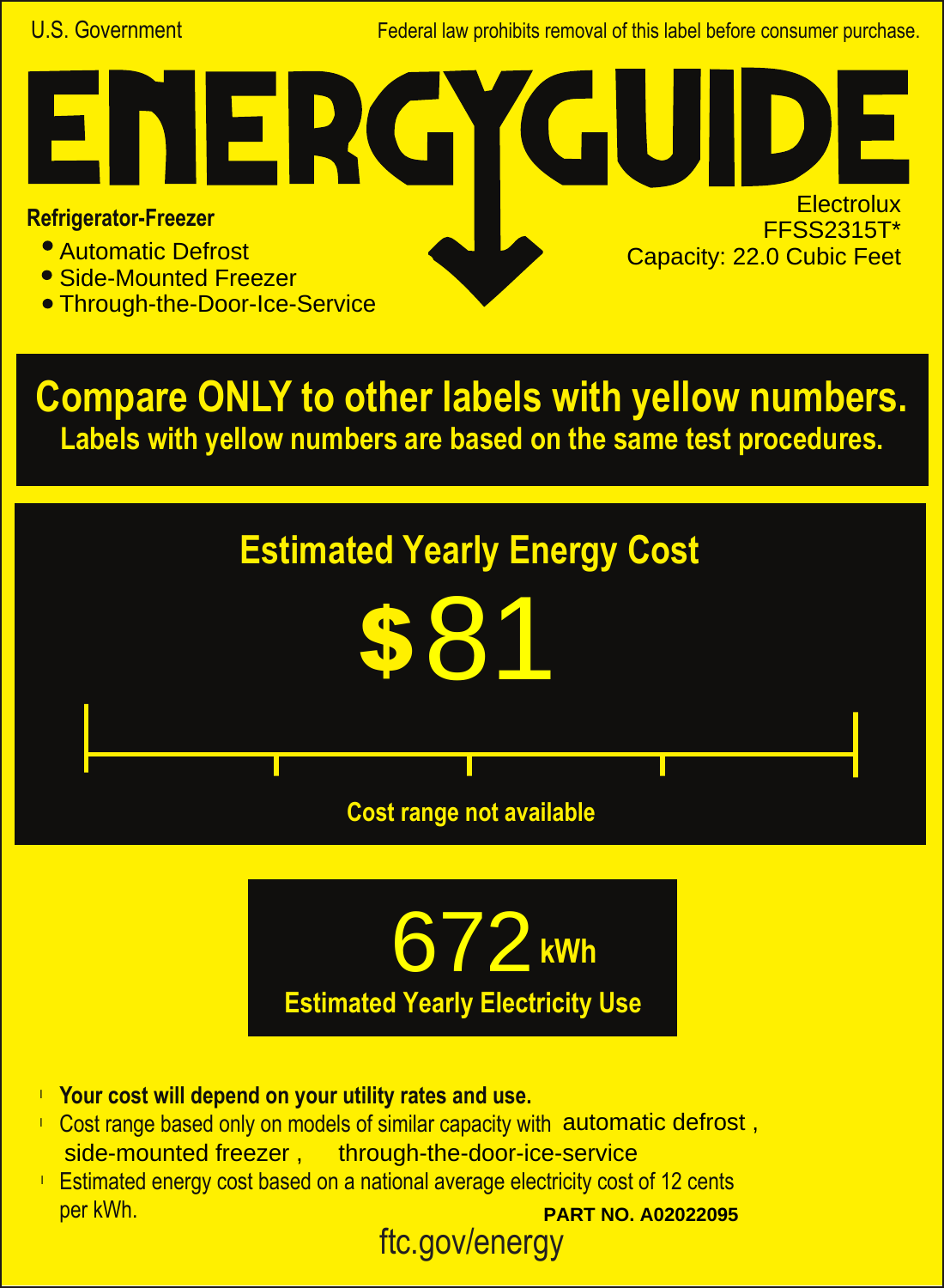U.S. Government

Federal law prohibits removal of this label before consumer purchase.

# ENERGYGUIDE

**Refrigerator-Freezer**

- Automatic Defrost
- Side-Mounted Freezer
- Through-the-Door-Ice-Service

Electrolux
FFSS2315T*
Capacity: 22.0 Cubic Feet

## Compare ONLY to other labels with yellow numbers.

**Labels with yellow numbers are based on the same test procedures.**

## Estimated Yearly Energy Cost

# $81

Cost range not available

# 672 kWh

**Estimated Yearly Electricity Use**

- **Your cost will depend on your utility rates and use.**
- Cost range based only on models of similar capacity with automatic defrost , side-mounted freezer , through-the-door-ice-service
- Estimated energy cost based on a national average electricity cost of 12 cents per kWh.

**PART NO. A02022095**

ftc.gov/energy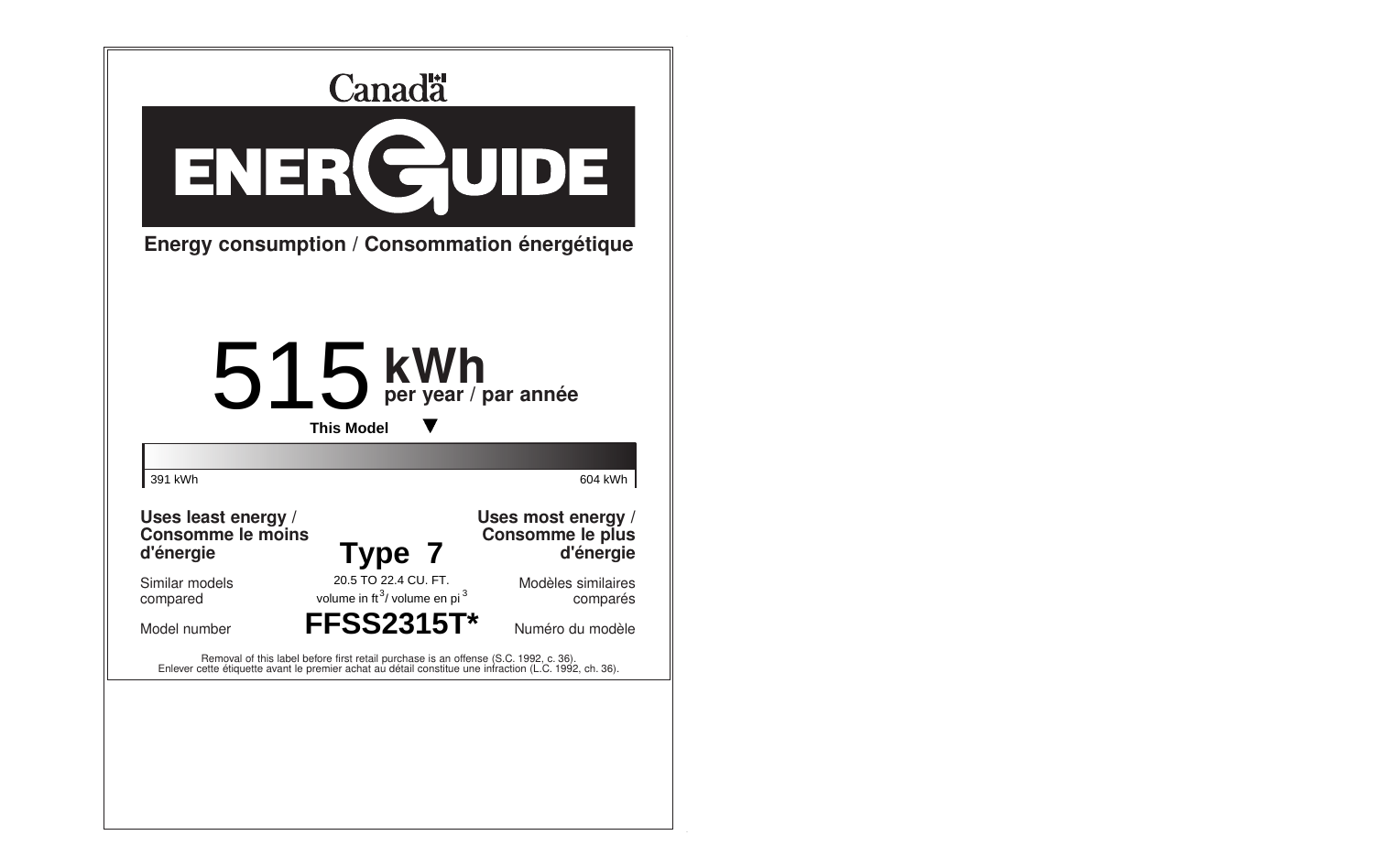Canada

# ENERGUIDE

**Energy consumption / Consommation énergétique**

515 **kWh**
**per year / par année**

**This Model** ▼

391 kWh

604 kWh

**Uses least energy / Consomme le moins d'énergie**

**Uses most energy / Consomme le plus d'énergie**

**Type 7**

Similar models compared

20.5 TO 22.4 CU. FT.
volume in ft$^3$/ volume en pi$^3$

Modèles similaires comparés

Model number

**FFSS2315T***

Numéro du modèle

Removal of this label before first retail purchase is an offense (S.C. 1992, c. 36).
Enlever cette étiquette avant le premier achat au détail constitue une infraction (L.C. 1992, ch. 36).